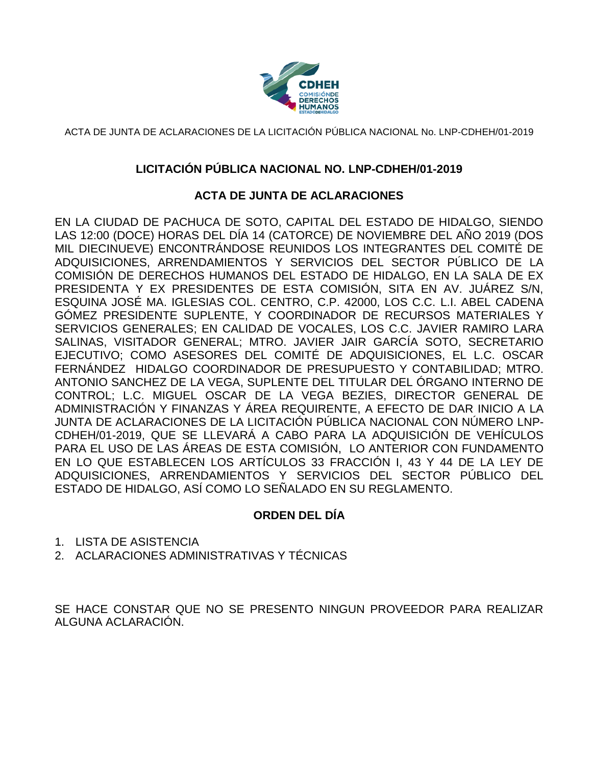ACTA DE JUNTA DE ACLARACIONES DE LA LICITACIÓN PÚBLICA NACIONAL No. LNP-CDHEH/01-2019

## LICITACIÓN PÚBLICA NACIONAL NO. LNP-CDHEH/01-2019

## ACTA DE JUNTA DE ACLARACIONES

EN LA CIUDAD DE PACHUCA DE SOTO, CAPITAL DEL ESTADO DE HIDALGO, SIENDO LAS 12:00 (DOCE) HORAS DEL DÍA 14 (CATORCE) DE NOVIEMBRE DEL AÑO 2019 (DOS MIL DIECINUEVE) ENCONTRÁNDOSE REUNIDOS LOS INTEGRANTES DEL COMITÉ DE ADQUISICIONES, ARRENDAMIENTOS Y SERVICIOS DEL SECTOR PÚBLICO DE LA COMISIÓN DE DERECHOS HUMANOS DEL ESTADO DE HIDALGO, EN LA SALA DE EX PRESIDENTA Y EX PRESIDENTES DE ESTA COMISIÓN, SITA EN AV. JUÁREZ S/N, ESQUINA JOSÉ MA. IGLESIAS COL. CENTRO, C.P. 42000, LOS C.C. L.I. ABEL CADENA GÓMEZ PRESIDENTE SUPLENTE, Y COORDINADOR DE RECURSOS MATERIALES Y SERVICIOS GENERALES; EN CALIDAD DE VOCALES, LOS C.C. JAVIER RAMIRO LARA SALINAS, VISITADOR GENERAL; MTRO. JAVIER JAIR GARCÍA SOTO, SECRETARIO EJECUTIVO; COMO ASESORES DEL COMITÉ DE ADQUISICIONES, EL L.C. OSCAR FERNÁNDEZ HIDALGO COORDINADOR DE PRESUPUESTO Y CONTABILIDAD; MTRO. ANTONIO SANCHEZ DE LA VEGA, SUPLENTE DEL TITULAR DEL ÓRGANO INTERNO DE CONTROL; L.C. MIGUEL OSCAR DE LA VEGA BEZIES, DIRECTOR GENERAL DE ADMINISTRACIÓN Y FINANZAS Y ÁREA REQUIRENTE, A EFECTO DE DAR INICIO A LA JUNTA DE ACLARACIONES DE LA LICITACIÓN PÚBLICA NACIONAL CON NÚMERO LNP-CDHEH/01-2019, QUE SE LLEVARÁ A CABO PARA LA ADQUISICIÓN DE VEHÍCULOS PARA EL USO DE LAS ÁREAS DE ESTA COMISIÓN, LO ANTERIOR CON FUNDAMENTO EN LO QUE ESTABLECEN LOS ARTÍCULOS 33 FRACCIÓN I, 43 Y 44 DE LA LEY DE ADQUISICIONES, ARRENDAMIENTOS Y SERVICIOS DEL SECTOR PÚBLICO DEL ESTADO DE HIDALGO, ASÍ COMO LO SEÑALADO EN SU REGLAMENTO.

## ORDEN DEL DÍA

1. LISTA DE ASISTENCIA
2. ACLARACIONES ADMINISTRATIVAS Y TÉCNICAS

SE HACE CONSTAR QUE NO SE PRESENTO NINGUN PROVEEDOR PARA REALIZAR ALGUNA ACLARACIÓN.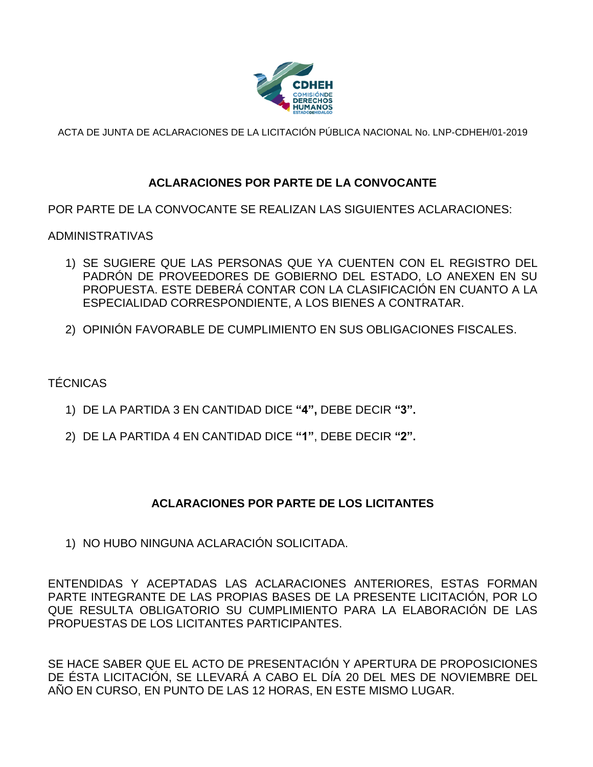ACTA DE JUNTA DE ACLARACIONES DE LA LICITACIÓN PÚBLICA NACIONAL No. LNP-CDHEH/01-2019

## ACLARACIONES POR PARTE DE LA CONVOCANTE

POR PARTE DE LA CONVOCANTE SE REALIZAN LAS SIGUIENTES ACLARACIONES:

ADMINISTRATIVAS

1) SE SUGIERE QUE LAS PERSONAS QUE YA CUENTEN CON EL REGISTRO DEL PADRÓN DE PROVEEDORES DE GOBIERNO DEL ESTADO, LO ANEXEN EN SU PROPUESTA. ESTE DEBERÁ CONTAR CON LA CLASIFICACIÓN EN CUANTO A LA ESPECIALIDAD CORRESPONDIENTE, A LOS BIENES A CONTRATAR.

2) OPINIÓN FAVORABLE DE CUMPLIMIENTO EN SUS OBLIGACIONES FISCALES.

TÉCNICAS

1) DE LA PARTIDA 3 EN CANTIDAD DICE **"4",** DEBE DECIR **"3".**

2) DE LA PARTIDA 4 EN CANTIDAD DICE **"1"**, DEBE DECIR **"2".**

## ACLARACIONES POR PARTE DE LOS LICITANTES

1) NO HUBO NINGUNA ACLARACIÓN SOLICITADA.

ENTENDIDAS Y ACEPTADAS LAS ACLARACIONES ANTERIORES, ESTAS FORMAN PARTE INTEGRANTE DE LAS PROPIAS BASES DE LA PRESENTE LICITACIÓN, POR LO QUE RESULTA OBLIGATORIO SU CUMPLIMIENTO PARA LA ELABORACIÓN DE LAS PROPUESTAS DE LOS LICITANTES PARTICIPANTES.

SE HACE SABER QUE EL ACTO DE PRESENTACIÓN Y APERTURA DE PROPOSICIONES DE ÉSTA LICITACIÓN, SE LLEVARÁ A CABO EL DÍA 20 DEL MES DE NOVIEMBRE DEL AÑO EN CURSO, EN PUNTO DE LAS 12 HORAS, EN ESTE MISMO LUGAR.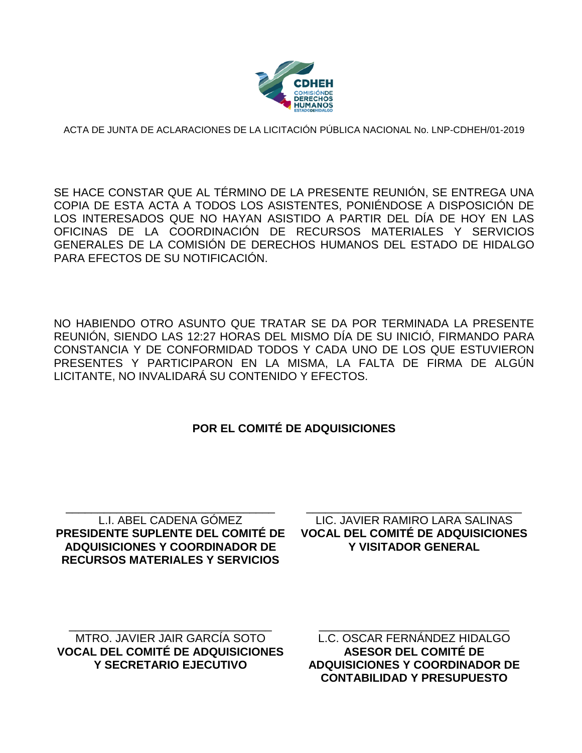ACTA DE JUNTA DE ACLARACIONES DE LA LICITACIÓN PÚBLICA NACIONAL No. LNP-CDHEH/01-2019

SE HACE CONSTAR QUE AL TÉRMINO DE LA PRESENTE REUNIÓN, SE ENTREGA UNA COPIA DE ESTA ACTA A TODOS LOS ASISTENTES, PONIÉNDOSE A DISPOSICIÓN DE LOS INTERESADOS QUE NO HAYAN ASISTIDO A PARTIR DEL DÍA DE HOY EN LAS OFICINAS DE LA COORDINACIÓN DE RECURSOS MATERIALES Y SERVICIOS GENERALES DE LA COMISIÓN DE DERECHOS HUMANOS DEL ESTADO DE HIDALGO PARA EFECTOS DE SU NOTIFICACIÓN.

NO HABIENDO OTRO ASUNTO QUE TRATAR SE DA POR TERMINADA LA PRESENTE REUNIÓN, SIENDO LAS 12:27 HORAS DEL MISMO DÍA DE SU INICIÓ, FIRMANDO PARA CONSTANCIA Y DE CONFORMIDAD TODOS Y CADA UNO DE LOS QUE ESTUVIERON PRESENTES Y PARTICIPARON EN LA MISMA, LA FALTA DE FIRMA DE ALGÚN LICITANTE, NO INVALIDARÁ SU CONTENIDO Y EFECTOS.

**POR EL COMITÉ DE ADQUISICIONES**

\_\_\_\_\_\_\_\_\_\_\_\_\_\_\_\_\_\_\_\_\_\_\_\_\_\_\_\_\_\_\_\_
L.I. ABEL CADENA GÓMEZ
**PRESIDENTE SUPLENTE DEL COMITÉ DE ADQUISICIONES Y COORDINADOR DE RECURSOS MATERIALES Y SERVICIOS**

\_\_\_\_\_\_\_\_\_\_\_\_\_\_\_\_\_\_\_\_\_\_\_\_\_\_\_\_\_\_\_\_
LIC. JAVIER RAMIRO LARA SALINAS
**VOCAL DEL COMITÉ DE ADQUISICIONES Y VISITADOR GENERAL**

\_\_\_\_\_\_\_\_\_\_\_\_\_\_\_\_\_\_\_\_\_\_\_\_\_\_\_\_\_\_\_\_
MTRO. JAVIER JAIR GARCÍA SOTO
**VOCAL DEL COMITÉ DE ADQUISICIONES Y SECRETARIO EJECUTIVO**

\_\_\_\_\_\_\_\_\_\_\_\_\_\_\_\_\_\_\_\_\_\_\_\_\_\_\_\_\_\_\_\_
L.C. OSCAR FERNÁNDEZ HIDALGO
**ASESOR DEL COMITÉ DE ADQUISICIONES Y COORDINADOR DE CONTABILIDAD Y PRESUPUESTO**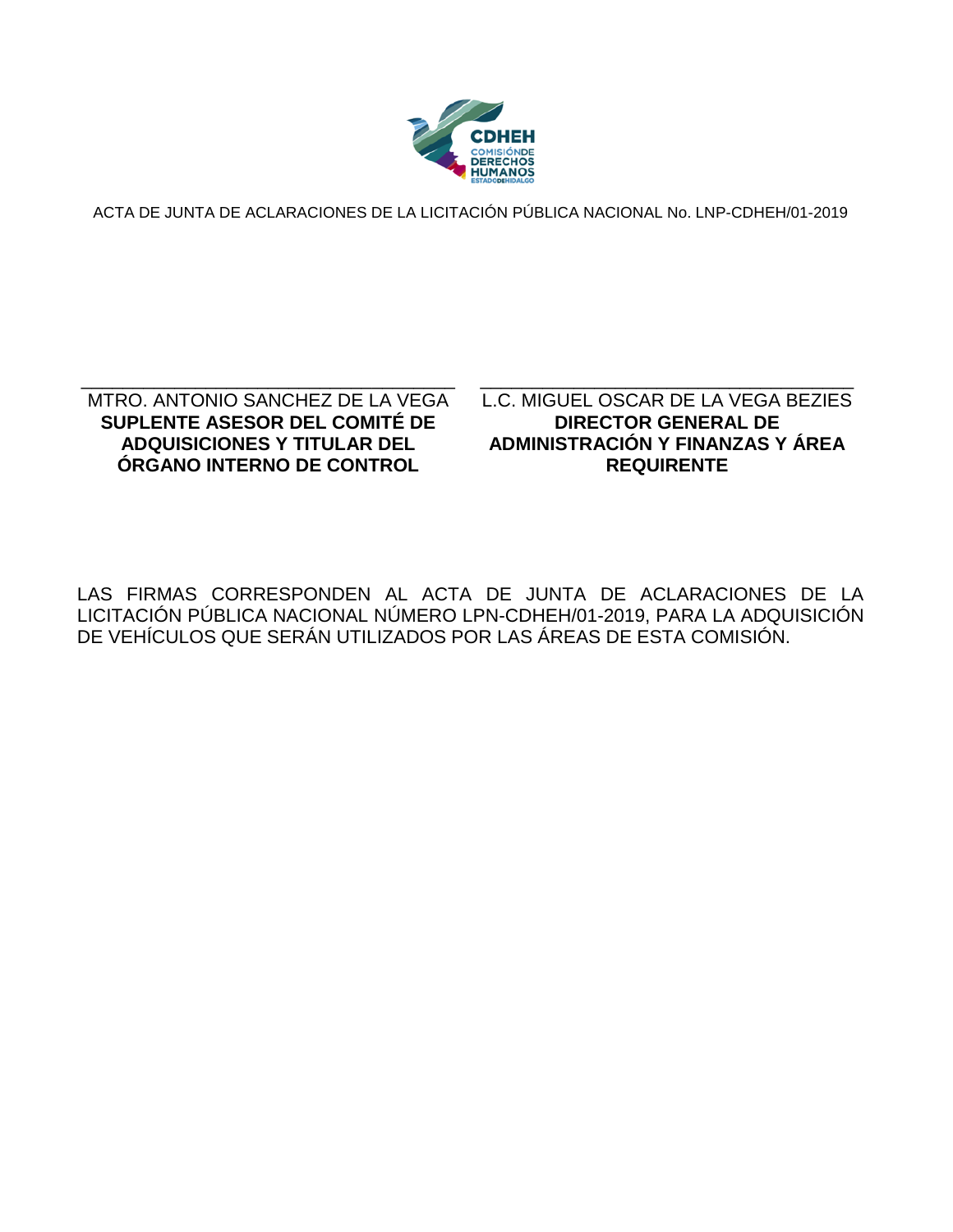ACTA DE JUNTA DE ACLARACIONES DE LA LICITACIÓN PÚBLICA NACIONAL No. LNP-CDHEH/01-2019

| | |
|---|---|
| \_\_\_\_\_\_\_\_\_\_\_\_\_\_\_\_\_\_\_\_\_\_\_\_\_\_\_\_\_\_\_\_\_\_\_ | \_\_\_\_\_\_\_\_\_\_\_\_\_\_\_\_\_\_\_\_\_\_\_\_\_\_\_\_\_\_\_\_\_\_\_ |
| MTRO. ANTONIO SANCHEZ DE LA VEGA | L.C. MIGUEL OSCAR DE LA VEGA BEZIES |
| **SUPLENTE ASESOR DEL COMITÉ DE ADQUISICIONES Y TITULAR DEL ÓRGANO INTERNO DE CONTROL** | **DIRECTOR GENERAL DE ADMINISTRACIÓN Y FINANZAS Y ÁREA REQUIRENTE** |

LAS FIRMAS CORRESPONDEN AL ACTA DE JUNTA DE ACLARACIONES DE LA LICITACIÓN PÚBLICA NACIONAL NÚMERO LPN-CDHEH/01-2019, PARA LA ADQUISICIÓN DE VEHÍCULOS QUE SERÁN UTILIZADOS POR LAS ÁREAS DE ESTA COMISIÓN.